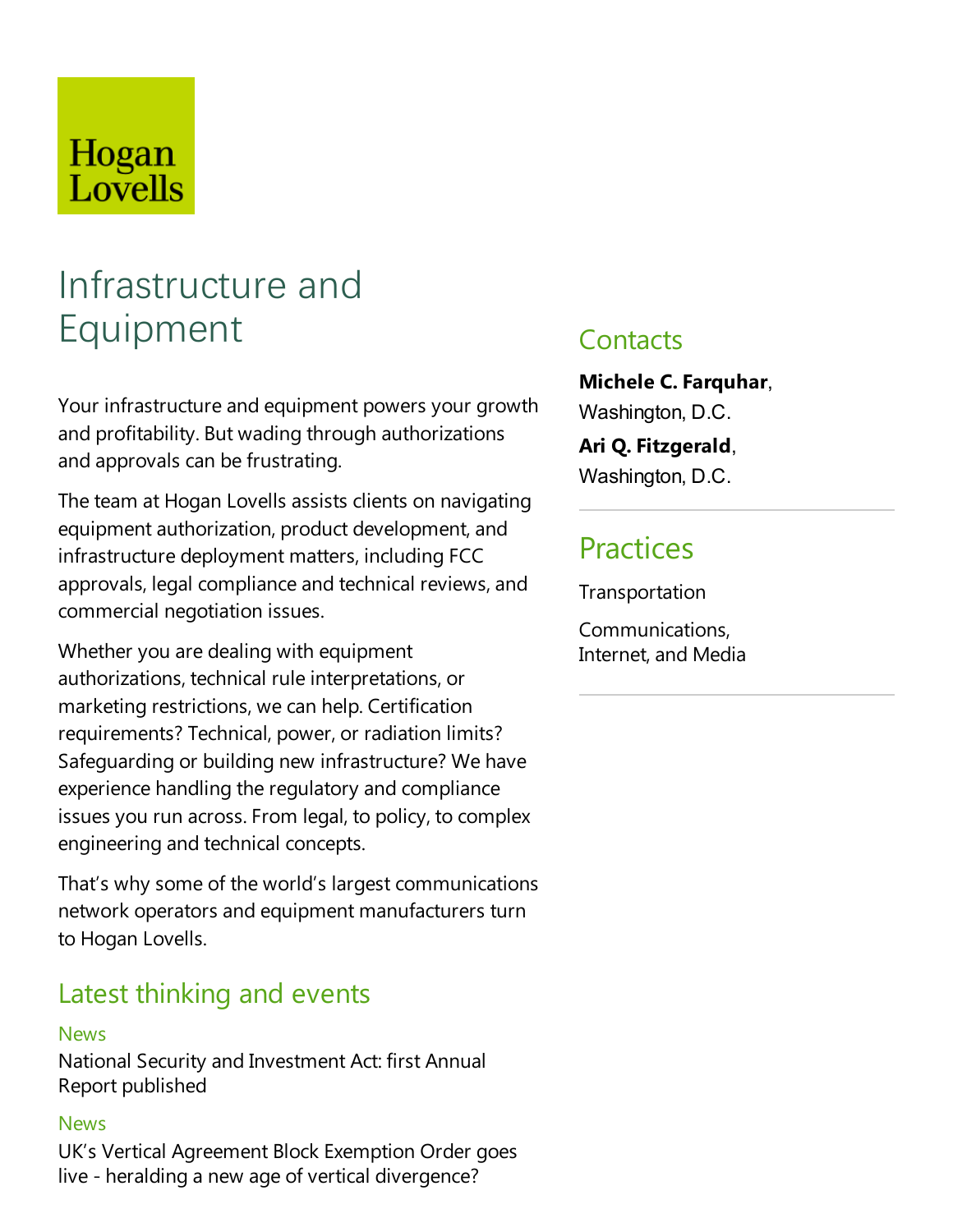Hogan Lovells

# Infrastructure and Equipment

Your infrastructure and equipment powers your growth and profitability. But wading through authorizations and approvals can be frustrating.

The team at Hogan Lovells assists clients on navigating equipment authorization, product development, and infrastructure deployment matters, including FCC approvals, legal compliance and technical reviews, and commercial negotiation issues.

Whether you are dealing with equipment authorizations, technical rule interpretations, or marketing restrictions, we can help. Certification requirements? Technical, power, or radiation limits? Safeguarding or building new infrastructure? We have experience handling the regulatory and compliance issues you run across. From legal, to policy, to complex engineering and technical concepts.

That's why some of the world's largest communications network operators and equipment manufacturers turn to Hogan Lovells.

## Latest thinking and events

**News**

National Security and Investment Act: first Annual Report published

**News**

UK's Vertical Agreement Block Exemption Order goes live - heralding a new age of vertical divergence?

## Contacts

**Michele C. Farquhar**, Washington, D.C.

**Ari Q. Fitzgerald**, Washington, D.C.

## Practices

Transportation

Communications, Internet, and Media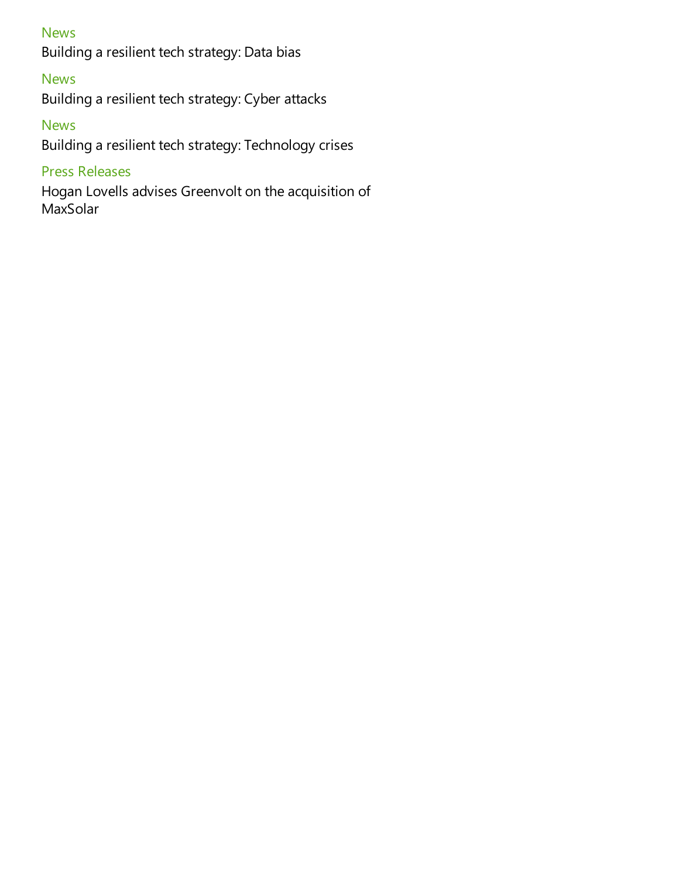News

Building a resilient tech strategy: Data bias

News

Building a resilient tech strategy: Cyber attacks

News

Building a resilient tech strategy: Technology crises

Press Releases

Hogan Lovells advises Greenvolt on the acquisition of MaxSolar